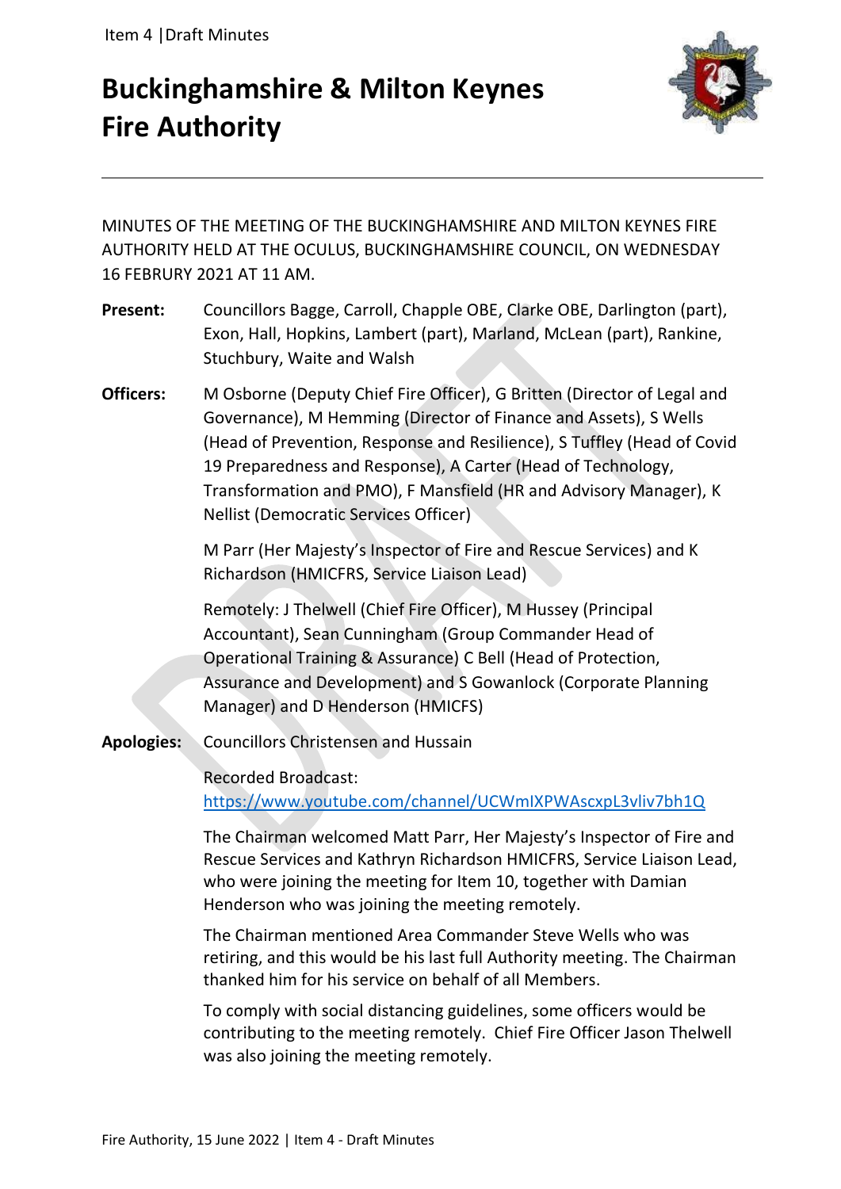# Buckinghamshire & Milton Keynes Fire Authority

MINUTES OF THE MEETING OF THE BUCKINGHAMSHIRE AND MILTON KEYNES FIRE AUTHORITY HELD AT THE OCULUS, BUCKINGHAMSHIRE COUNCIL, ON WEDNESDAY 16 FEBRURY 2021 AT 11 AM.

**Present:** Councillors Bagge, Carroll, Chapple OBE, Clarke OBE, Darlington (part), Exon, Hall, Hopkins, Lambert (part), Marland, McLean (part), Rankine, Stuchbury, Waite and Walsh

**Officers:** M Osborne (Deputy Chief Fire Officer), G Britten (Director of Legal and Governance), M Hemming (Director of Finance and Assets), S Wells (Head of Prevention, Response and Resilience), S Tuffley (Head of Covid 19 Preparedness and Response), A Carter (Head of Technology, Transformation and PMO), F Mansfield (HR and Advisory Manager), K Nellist (Democratic Services Officer)

M Parr (Her Majesty's Inspector of Fire and Rescue Services) and K Richardson (HMICFRS, Service Liaison Lead)

Remotely: J Thelwell (Chief Fire Officer), M Hussey (Principal Accountant), Sean Cunningham (Group Commander Head of Operational Training & Assurance) C Bell (Head of Protection, Assurance and Development) and S Gowanlock (Corporate Planning Manager) and D Henderson (HMICFS)

**Apologies:** Councillors Christensen and Hussain

Recorded Broadcast:
https://www.youtube.com/channel/UCWmIXPWAscxpL3vliv7bh1Q

The Chairman welcomed Matt Parr, Her Majesty's Inspector of Fire and Rescue Services and Kathryn Richardson HMICFRS, Service Liaison Lead, who were joining the meeting for Item 10, together with Damian Henderson who was joining the meeting remotely.

The Chairman mentioned Area Commander Steve Wells who was retiring, and this would be his last full Authority meeting. The Chairman thanked him for his service on behalf of all Members.

To comply with social distancing guidelines, some officers would be contributing to the meeting remotely. Chief Fire Officer Jason Thelwell was also joining the meeting remotely.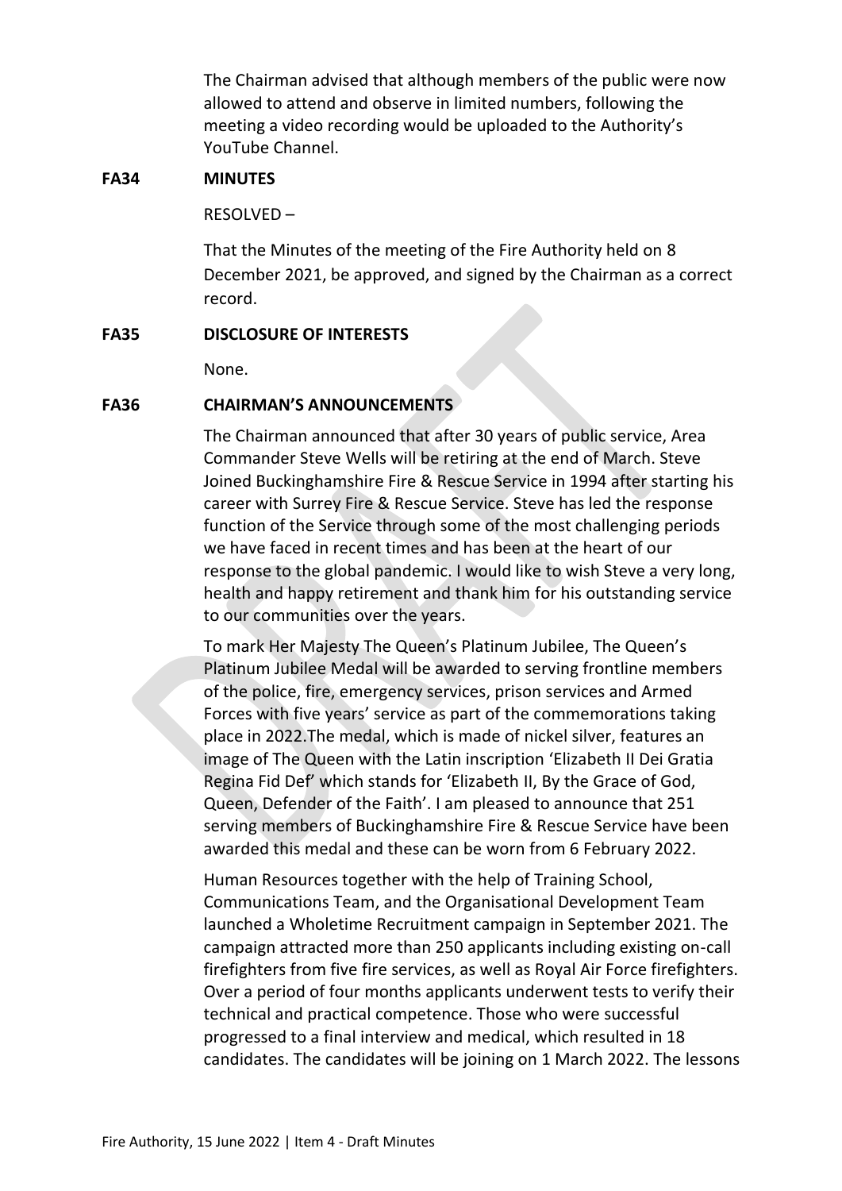The Chairman advised that although members of the public were now allowed to attend and observe in limited numbers, following the meeting a video recording would be uploaded to the Authority's YouTube Channel.

**FA34 MINUTES**

RESOLVED –

That the Minutes of the meeting of the Fire Authority held on 8 December 2021, be approved, and signed by the Chairman as a correct record.

**FA35 DISCLOSURE OF INTERESTS**

None.

**FA36 CHAIRMAN'S ANNOUNCEMENTS**

The Chairman announced that after 30 years of public service, Area Commander Steve Wells will be retiring at the end of March. Steve Joined Buckinghamshire Fire & Rescue Service in 1994 after starting his career with Surrey Fire & Rescue Service. Steve has led the response function of the Service through some of the most challenging periods we have faced in recent times and has been at the heart of our response to the global pandemic. I would like to wish Steve a very long, health and happy retirement and thank him for his outstanding service to our communities over the years.

To mark Her Majesty The Queen's Platinum Jubilee, The Queen's Platinum Jubilee Medal will be awarded to serving frontline members of the police, fire, emergency services, prison services and Armed Forces with five years' service as part of the commemorations taking place in 2022.The medal, which is made of nickel silver, features an image of The Queen with the Latin inscription 'Elizabeth II Dei Gratia Regina Fid Def' which stands for 'Elizabeth II, By the Grace of God, Queen, Defender of the Faith'. I am pleased to announce that 251 serving members of Buckinghamshire Fire & Rescue Service have been awarded this medal and these can be worn from 6 February 2022.

Human Resources together with the help of Training School, Communications Team, and the Organisational Development Team launched a Wholetime Recruitment campaign in September 2021. The campaign attracted more than 250 applicants including existing on-call firefighters from five fire services, as well as Royal Air Force firefighters. Over a period of four months applicants underwent tests to verify their technical and practical competence. Those who were successful progressed to a final interview and medical, which resulted in 18 candidates. The candidates will be joining on 1 March 2022. The lessons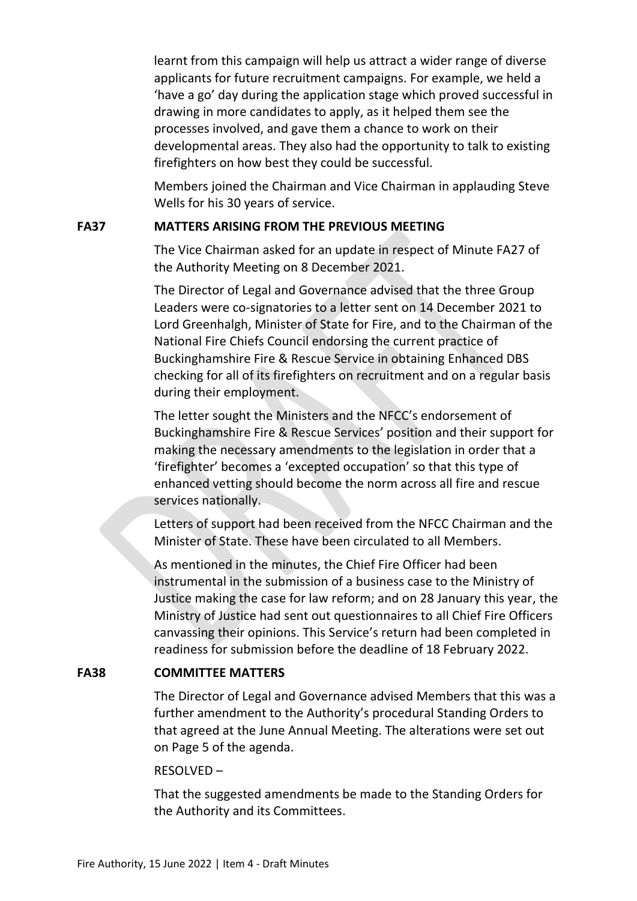learnt from this campaign will help us attract a wider range of diverse applicants for future recruitment campaigns. For example, we held a 'have a go' day during the application stage which proved successful in drawing in more candidates to apply, as it helped them see the processes involved, and gave them a chance to work on their developmental areas. They also had the opportunity to talk to existing firefighters on how best they could be successful.

Members joined the Chairman and Vice Chairman in applauding Steve Wells for his 30 years of service.

**FA37 MATTERS ARISING FROM THE PREVIOUS MEETING**

The Vice Chairman asked for an update in respect of Minute FA27 of the Authority Meeting on 8 December 2021.

The Director of Legal and Governance advised that the three Group Leaders were co-signatories to a letter sent on 14 December 2021 to Lord Greenhalgh, Minister of State for Fire, and to the Chairman of the National Fire Chiefs Council endorsing the current practice of Buckinghamshire Fire & Rescue Service in obtaining Enhanced DBS checking for all of its firefighters on recruitment and on a regular basis during their employment.

The letter sought the Ministers and the NFCC's endorsement of Buckinghamshire Fire & Rescue Services' position and their support for making the necessary amendments to the legislation in order that a 'firefighter' becomes a 'excepted occupation' so that this type of enhanced vetting should become the norm across all fire and rescue services nationally.

Letters of support had been received from the NFCC Chairman and the Minister of State. These have been circulated to all Members.

As mentioned in the minutes, the Chief Fire Officer had been instrumental in the submission of a business case to the Ministry of Justice making the case for law reform; and on 28 January this year, the Ministry of Justice had sent out questionnaires to all Chief Fire Officers canvassing their opinions. This Service's return had been completed in readiness for submission before the deadline of 18 February 2022.

**FA38 COMMITTEE MATTERS**

The Director of Legal and Governance advised Members that this was a further amendment to the Authority's procedural Standing Orders to that agreed at the June Annual Meeting. The alterations were set out on Page 5 of the agenda.

RESOLVED –

That the suggested amendments be made to the Standing Orders for the Authority and its Committees.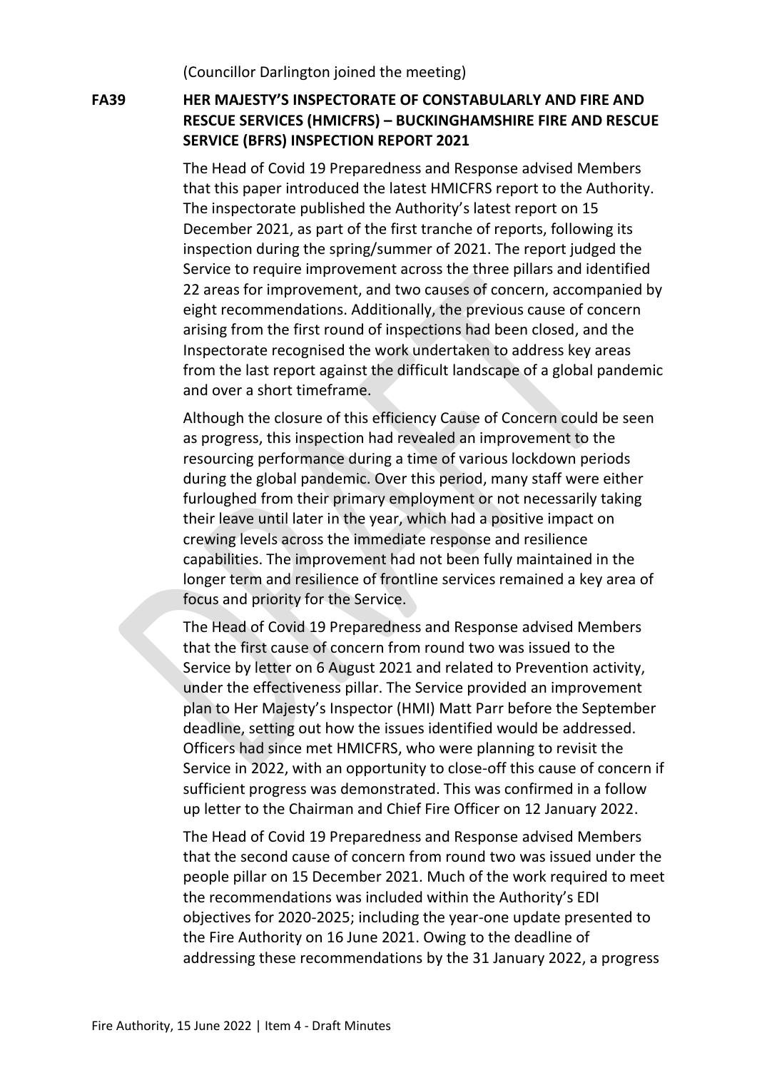(Councillor Darlington joined the meeting)

**FA39 HER MAJESTY'S INSPECTORATE OF CONSTABULARLY AND FIRE AND RESCUE SERVICES (HMICFRS) – BUCKINGHAMSHIRE FIRE AND RESCUE SERVICE (BFRS) INSPECTION REPORT 2021**

The Head of Covid 19 Preparedness and Response advised Members that this paper introduced the latest HMICFRS report to the Authority. The inspectorate published the Authority's latest report on 15 December 2021, as part of the first tranche of reports, following its inspection during the spring/summer of 2021. The report judged the Service to require improvement across the three pillars and identified 22 areas for improvement, and two causes of concern, accompanied by eight recommendations. Additionally, the previous cause of concern arising from the first round of inspections had been closed, and the Inspectorate recognised the work undertaken to address key areas from the last report against the difficult landscape of a global pandemic and over a short timeframe.

Although the closure of this efficiency Cause of Concern could be seen as progress, this inspection had revealed an improvement to the resourcing performance during a time of various lockdown periods during the global pandemic. Over this period, many staff were either furloughed from their primary employment or not necessarily taking their leave until later in the year, which had a positive impact on crewing levels across the immediate response and resilience capabilities. The improvement had not been fully maintained in the longer term and resilience of frontline services remained a key area of focus and priority for the Service.

The Head of Covid 19 Preparedness and Response advised Members that the first cause of concern from round two was issued to the Service by letter on 6 August 2021 and related to Prevention activity, under the effectiveness pillar. The Service provided an improvement plan to Her Majesty's Inspector (HMI) Matt Parr before the September deadline, setting out how the issues identified would be addressed. Officers had since met HMICFRS, who were planning to revisit the Service in 2022, with an opportunity to close-off this cause of concern if sufficient progress was demonstrated. This was confirmed in a follow up letter to the Chairman and Chief Fire Officer on 12 January 2022.

The Head of Covid 19 Preparedness and Response advised Members that the second cause of concern from round two was issued under the people pillar on 15 December 2021. Much of the work required to meet the recommendations was included within the Authority's EDI objectives for 2020-2025; including the year-one update presented to the Fire Authority on 16 June 2021. Owing to the deadline of addressing these recommendations by the 31 January 2022, a progress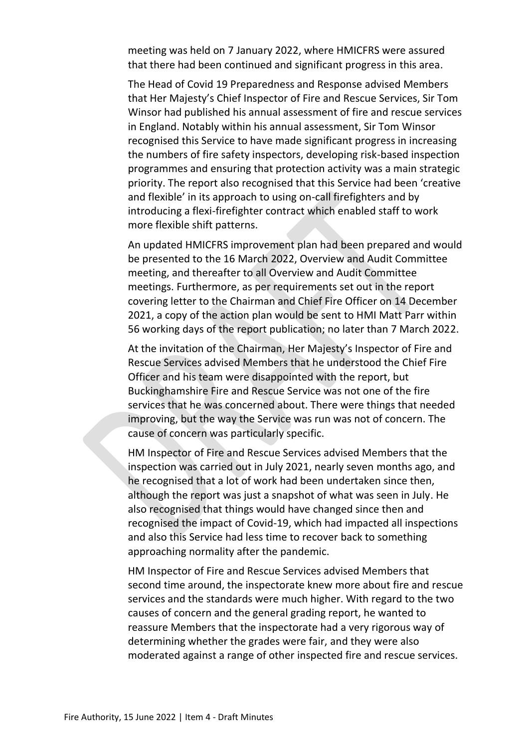meeting was held on 7 January 2022, where HMICFRS were assured that there had been continued and significant progress in this area.

The Head of Covid 19 Preparedness and Response advised Members that Her Majesty's Chief Inspector of Fire and Rescue Services, Sir Tom Winsor had published his annual assessment of fire and rescue services in England. Notably within his annual assessment, Sir Tom Winsor recognised this Service to have made significant progress in increasing the numbers of fire safety inspectors, developing risk-based inspection programmes and ensuring that protection activity was a main strategic priority. The report also recognised that this Service had been 'creative and flexible' in its approach to using on-call firefighters and by introducing a flexi-firefighter contract which enabled staff to work more flexible shift patterns.

An updated HMICFRS improvement plan had been prepared and would be presented to the 16 March 2022, Overview and Audit Committee meeting, and thereafter to all Overview and Audit Committee meetings. Furthermore, as per requirements set out in the report covering letter to the Chairman and Chief Fire Officer on 14 December 2021, a copy of the action plan would be sent to HMI Matt Parr within 56 working days of the report publication; no later than 7 March 2022.

At the invitation of the Chairman, Her Majesty's Inspector of Fire and Rescue Services advised Members that he understood the Chief Fire Officer and his team were disappointed with the report, but Buckinghamshire Fire and Rescue Service was not one of the fire services that he was concerned about. There were things that needed improving, but the way the Service was run was not of concern. The cause of concern was particularly specific.

HM Inspector of Fire and Rescue Services advised Members that the inspection was carried out in July 2021, nearly seven months ago, and he recognised that a lot of work had been undertaken since then, although the report was just a snapshot of what was seen in July. He also recognised that things would have changed since then and recognised the impact of Covid-19, which had impacted all inspections and also this Service had less time to recover back to something approaching normality after the pandemic.

HM Inspector of Fire and Rescue Services advised Members that second time around, the inspectorate knew more about fire and rescue services and the standards were much higher. With regard to the two causes of concern and the general grading report, he wanted to reassure Members that the inspectorate had a very rigorous way of determining whether the grades were fair, and they were also moderated against a range of other inspected fire and rescue services.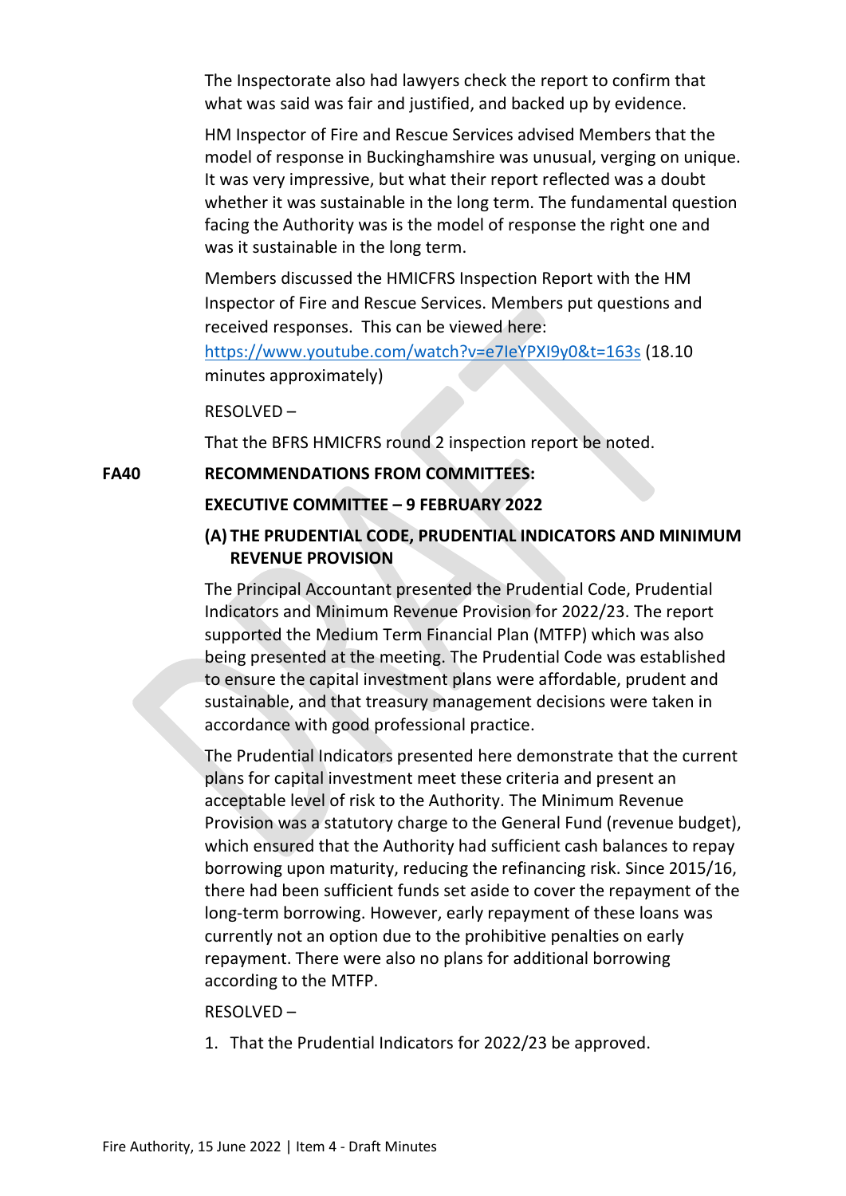The Inspectorate also had lawyers check the report to confirm that what was said was fair and justified, and backed up by evidence.

HM Inspector of Fire and Rescue Services advised Members that the model of response in Buckinghamshire was unusual, verging on unique. It was very impressive, but what their report reflected was a doubt whether it was sustainable in the long term. The fundamental question facing the Authority was is the model of response the right one and was it sustainable in the long term.

Members discussed the HMICFRS Inspection Report with the HM Inspector of Fire and Rescue Services. Members put questions and received responses. This can be viewed here: https://www.youtube.com/watch?v=e7IeYPXI9y0&t=163s (18.10 minutes approximately)

RESOLVED –

That the BFRS HMICFRS round 2 inspection report be noted.

**FA40 RECOMMENDATIONS FROM COMMITTEES:**

**EXECUTIVE COMMITTEE – 9 FEBRUARY 2022**

**(A) THE PRUDENTIAL CODE, PRUDENTIAL INDICATORS AND MINIMUM REVENUE PROVISION**

The Principal Accountant presented the Prudential Code, Prudential Indicators and Minimum Revenue Provision for 2022/23. The report supported the Medium Term Financial Plan (MTFP) which was also being presented at the meeting. The Prudential Code was established to ensure the capital investment plans were affordable, prudent and sustainable, and that treasury management decisions were taken in accordance with good professional practice.

The Prudential Indicators presented here demonstrate that the current plans for capital investment meet these criteria and present an acceptable level of risk to the Authority. The Minimum Revenue Provision was a statutory charge to the General Fund (revenue budget), which ensured that the Authority had sufficient cash balances to repay borrowing upon maturity, reducing the refinancing risk. Since 2015/16, there had been sufficient funds set aside to cover the repayment of the long-term borrowing. However, early repayment of these loans was currently not an option due to the prohibitive penalties on early repayment. There were also no plans for additional borrowing according to the MTFP.

RESOLVED –

1. That the Prudential Indicators for 2022/23 be approved.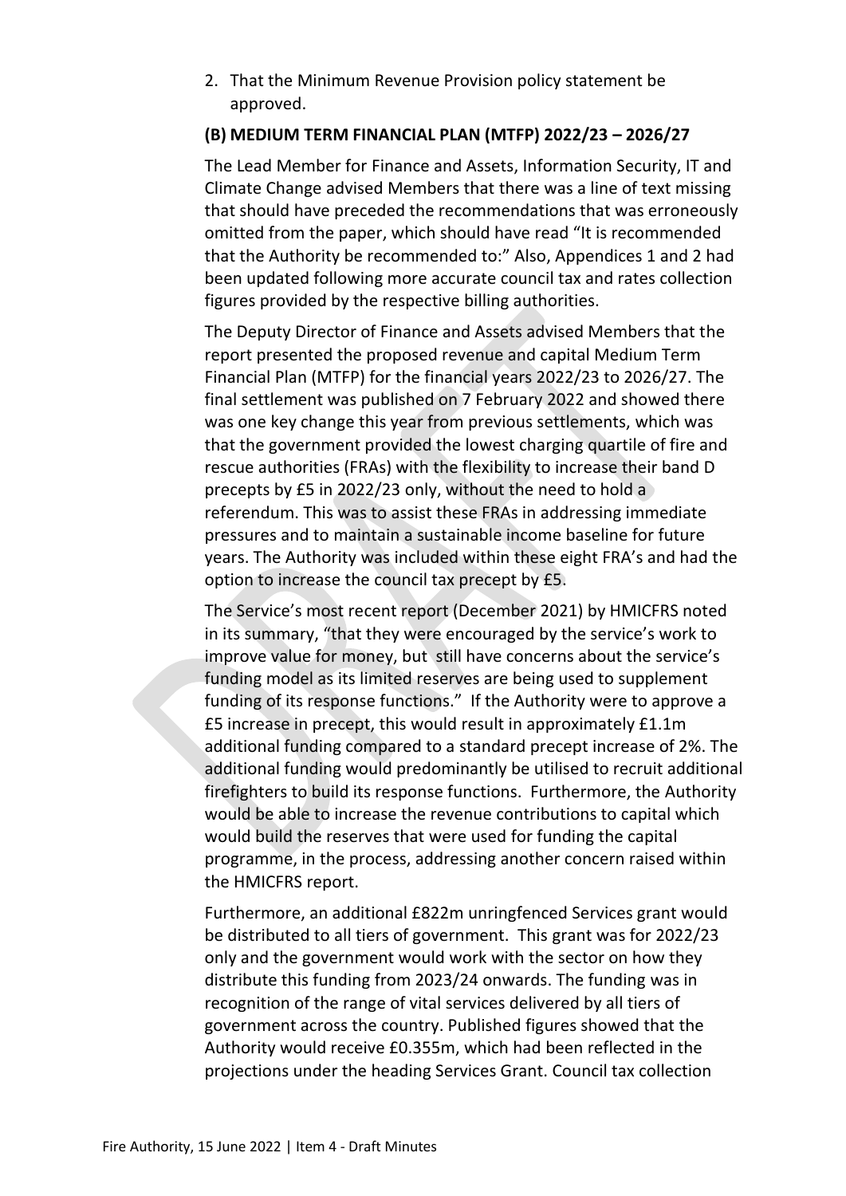2. That the Minimum Revenue Provision policy statement be approved.

**(B) MEDIUM TERM FINANCIAL PLAN (MTFP) 2022/23 – 2026/27**

The Lead Member for Finance and Assets, Information Security, IT and Climate Change advised Members that there was a line of text missing that should have preceded the recommendations that was erroneously omitted from the paper, which should have read "It is recommended that the Authority be recommended to:" Also, Appendices 1 and 2 had been updated following more accurate council tax and rates collection figures provided by the respective billing authorities.

The Deputy Director of Finance and Assets advised Members that the report presented the proposed revenue and capital Medium Term Financial Plan (MTFP) for the financial years 2022/23 to 2026/27. The final settlement was published on 7 February 2022 and showed there was one key change this year from previous settlements, which was that the government provided the lowest charging quartile of fire and rescue authorities (FRAs) with the flexibility to increase their band D precepts by £5 in 2022/23 only, without the need to hold a referendum. This was to assist these FRAs in addressing immediate pressures and to maintain a sustainable income baseline for future years. The Authority was included within these eight FRA's and had the option to increase the council tax precept by £5.

The Service's most recent report (December 2021) by HMICFRS noted in its summary, "that they were encouraged by the service's work to improve value for money, but still have concerns about the service's funding model as its limited reserves are being used to supplement funding of its response functions." If the Authority were to approve a £5 increase in precept, this would result in approximately £1.1m additional funding compared to a standard precept increase of 2%. The additional funding would predominantly be utilised to recruit additional firefighters to build its response functions. Furthermore, the Authority would be able to increase the revenue contributions to capital which would build the reserves that were used for funding the capital programme, in the process, addressing another concern raised within the HMICFRS report.

Furthermore, an additional £822m unringfenced Services grant would be distributed to all tiers of government. This grant was for 2022/23 only and the government would work with the sector on how they distribute this funding from 2023/24 onwards. The funding was in recognition of the range of vital services delivered by all tiers of government across the country. Published figures showed that the Authority would receive £0.355m, which had been reflected in the projections under the heading Services Grant. Council tax collection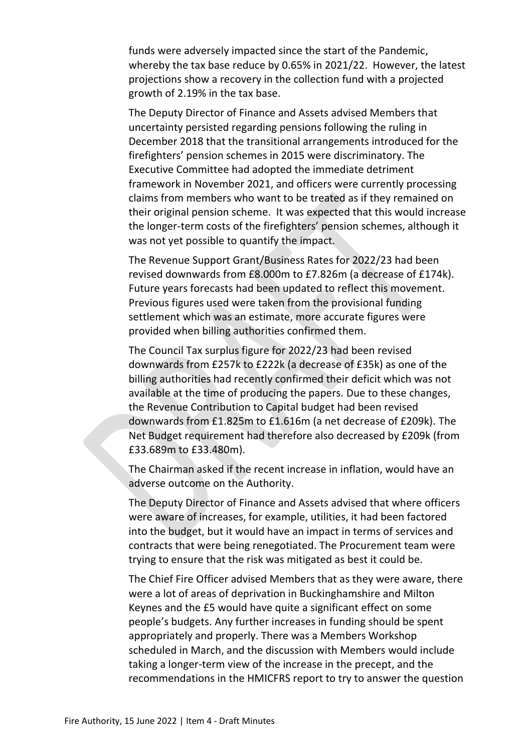funds were adversely impacted since the start of the Pandemic, whereby the tax base reduce by 0.65% in 2021/22. However, the latest projections show a recovery in the collection fund with a projected growth of 2.19% in the tax base.

The Deputy Director of Finance and Assets advised Members that uncertainty persisted regarding pensions following the ruling in December 2018 that the transitional arrangements introduced for the firefighters' pension schemes in 2015 were discriminatory. The Executive Committee had adopted the immediate detriment framework in November 2021, and officers were currently processing claims from members who want to be treated as if they remained on their original pension scheme. It was expected that this would increase the longer-term costs of the firefighters' pension schemes, although it was not yet possible to quantify the impact.

The Revenue Support Grant/Business Rates for 2022/23 had been revised downwards from £8.000m to £7.826m (a decrease of £174k). Future years forecasts had been updated to reflect this movement. Previous figures used were taken from the provisional funding settlement which was an estimate, more accurate figures were provided when billing authorities confirmed them.

The Council Tax surplus figure for 2022/23 had been revised downwards from £257k to £222k (a decrease of £35k) as one of the billing authorities had recently confirmed their deficit which was not available at the time of producing the papers. Due to these changes, the Revenue Contribution to Capital budget had been revised downwards from £1.825m to £1.616m (a net decrease of £209k). The Net Budget requirement had therefore also decreased by £209k (from £33.689m to £33.480m).

The Chairman asked if the recent increase in inflation, would have an adverse outcome on the Authority.

The Deputy Director of Finance and Assets advised that where officers were aware of increases, for example, utilities, it had been factored into the budget, but it would have an impact in terms of services and contracts that were being renegotiated. The Procurement team were trying to ensure that the risk was mitigated as best it could be.

The Chief Fire Officer advised Members that as they were aware, there were a lot of areas of deprivation in Buckinghamshire and Milton Keynes and the £5 would have quite a significant effect on some people's budgets. Any further increases in funding should be spent appropriately and properly. There was a Members Workshop scheduled in March, and the discussion with Members would include taking a longer-term view of the increase in the precept, and the recommendations in the HMICFRS report to try to answer the question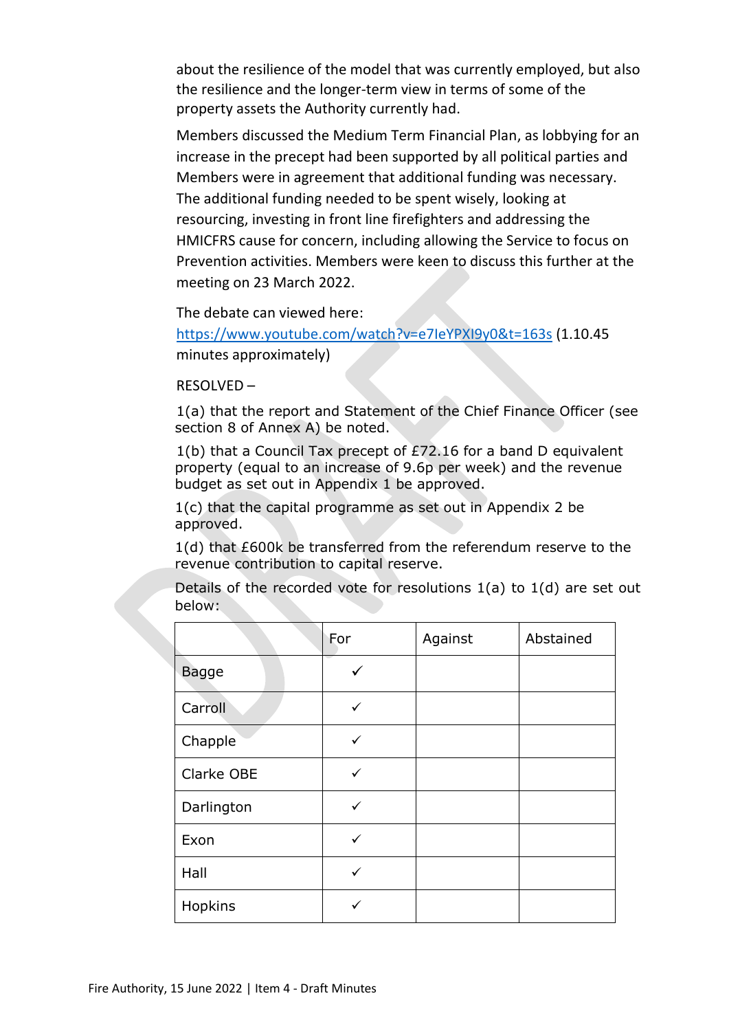about the resilience of the model that was currently employed, but also the resilience and the longer-term view in terms of some of the property assets the Authority currently had.

Members discussed the Medium Term Financial Plan, as lobbying for an increase in the precept had been supported by all political parties and Members were in agreement that additional funding was necessary. The additional funding needed to be spent wisely, looking at resourcing, investing in front line firefighters and addressing the HMICFRS cause for concern, including allowing the Service to focus on Prevention activities. Members were keen to discuss this further at the meeting on 23 March 2022.

The debate can viewed here: https://www.youtube.com/watch?v=e7IeYPXI9y0&t=163s (1.10.45 minutes approximately)

RESOLVED –

1(a) that the report and Statement of the Chief Finance Officer (see section 8 of Annex A) be noted.

1(b) that a Council Tax precept of £72.16 for a band D equivalent property (equal to an increase of 9.6p per week) and the revenue budget as set out in Appendix 1 be approved.

1(c) that the capital programme as set out in Appendix 2 be approved.

1(d) that £600k be transferred from the referendum reserve to the revenue contribution to capital reserve.

Details of the recorded vote for resolutions 1(a) to 1(d) are set out below:

| | For | Against | Abstained |
|---|---|---|---|
| Bagge | ✓ | | |
| Carroll | ✓ | | |
| Chapple | ✓ | | |
| Clarke OBE | ✓ | | |
| Darlington | ✓ | | |
| Exon | ✓ | | |
| Hall | ✓ | | |
| Hopkins | ✓ | | |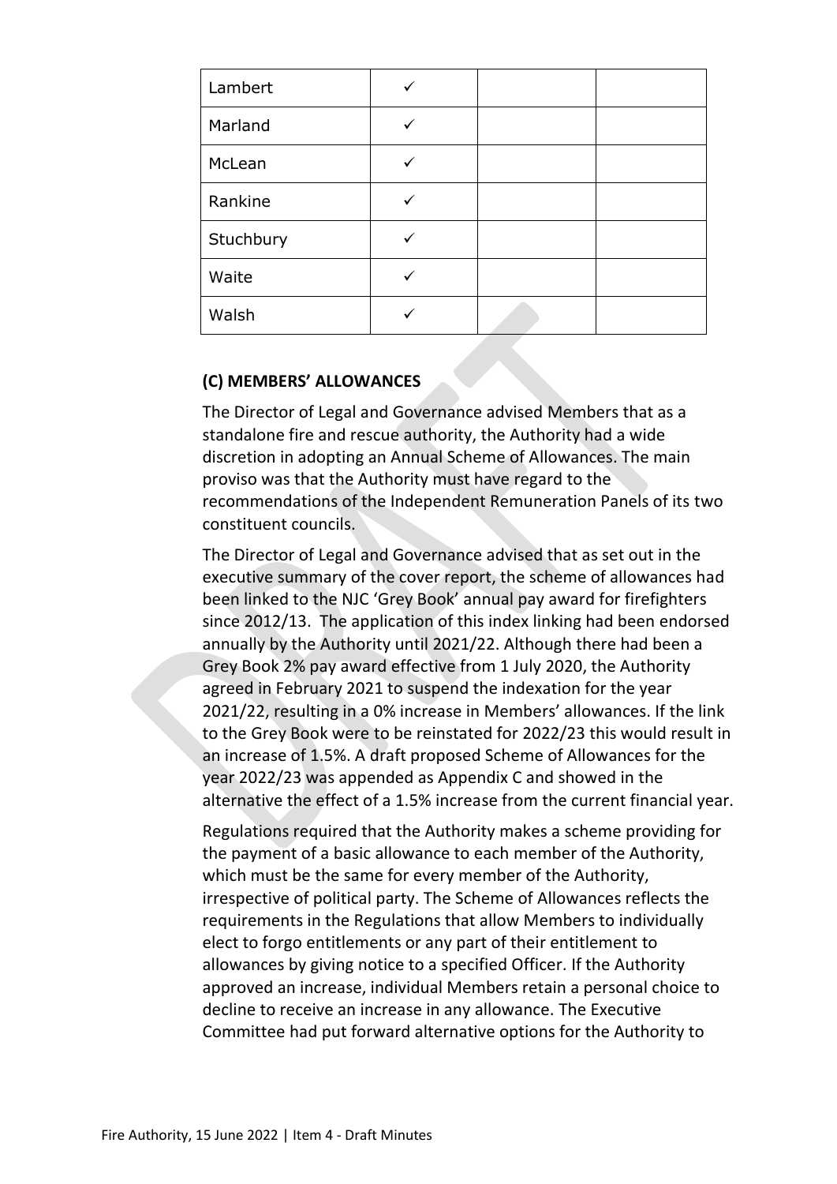| Lambert | ✓ | | |
|---|---|---|---|
| Marland | ✓ | | |
| McLean | ✓ | | |
| Rankine | ✓ | | |
| Stuchbury | ✓ | | |
| Waite | ✓ | | |
| Walsh | ✓ | | |

**(C) MEMBERS' ALLOWANCES**

The Director of Legal and Governance advised Members that as a standalone fire and rescue authority, the Authority had a wide discretion in adopting an Annual Scheme of Allowances. The main proviso was that the Authority must have regard to the recommendations of the Independent Remuneration Panels of its two constituent councils.

The Director of Legal and Governance advised that as set out in the executive summary of the cover report, the scheme of allowances had been linked to the NJC 'Grey Book' annual pay award for firefighters since 2012/13. The application of this index linking had been endorsed annually by the Authority until 2021/22. Although there had been a Grey Book 2% pay award effective from 1 July 2020, the Authority agreed in February 2021 to suspend the indexation for the year 2021/22, resulting in a 0% increase in Members' allowances. If the link to the Grey Book were to be reinstated for 2022/23 this would result in an increase of 1.5%. A draft proposed Scheme of Allowances for the year 2022/23 was appended as Appendix C and showed in the alternative the effect of a 1.5% increase from the current financial year.

Regulations required that the Authority makes a scheme providing for the payment of a basic allowance to each member of the Authority, which must be the same for every member of the Authority, irrespective of political party. The Scheme of Allowances reflects the requirements in the Regulations that allow Members to individually elect to forgo entitlements or any part of their entitlement to allowances by giving notice to a specified Officer. If the Authority approved an increase, individual Members retain a personal choice to decline to receive an increase in any allowance. The Executive Committee had put forward alternative options for the Authority to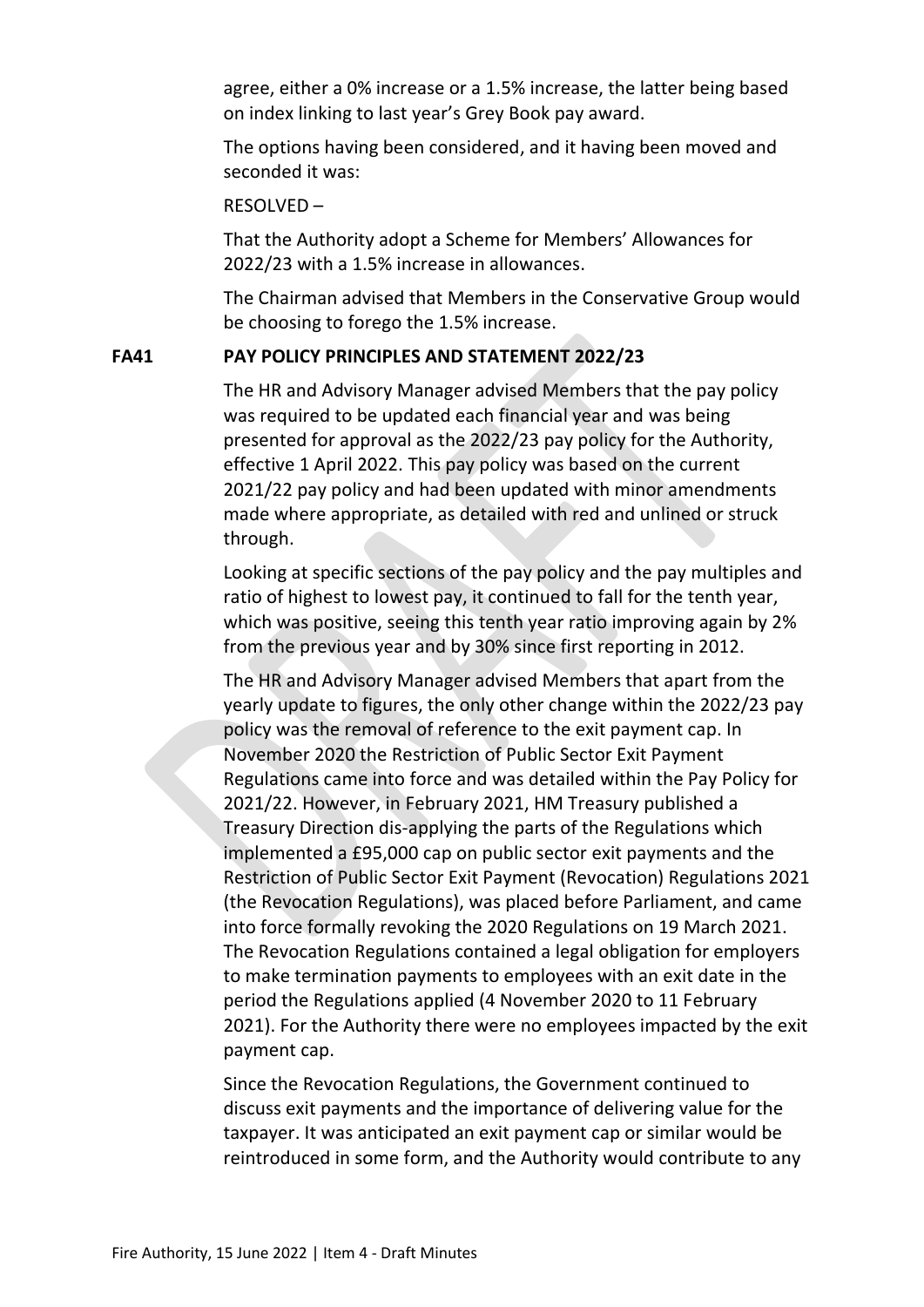agree, either a 0% increase or a 1.5% increase, the latter being based on index linking to last year's Grey Book pay award.

The options having been considered, and it having been moved and seconded it was:

RESOLVED –

That the Authority adopt a Scheme for Members' Allowances for 2022/23 with a 1.5% increase in allowances.

The Chairman advised that Members in the Conservative Group would be choosing to forego the 1.5% increase.

**FA41 PAY POLICY PRINCIPLES AND STATEMENT 2022/23**

The HR and Advisory Manager advised Members that the pay policy was required to be updated each financial year and was being presented for approval as the 2022/23 pay policy for the Authority, effective 1 April 2022. This pay policy was based on the current 2021/22 pay policy and had been updated with minor amendments made where appropriate, as detailed with red and unlined or struck through.

Looking at specific sections of the pay policy and the pay multiples and ratio of highest to lowest pay, it continued to fall for the tenth year, which was positive, seeing this tenth year ratio improving again by 2% from the previous year and by 30% since first reporting in 2012.

The HR and Advisory Manager advised Members that apart from the yearly update to figures, the only other change within the 2022/23 pay policy was the removal of reference to the exit payment cap. In November 2020 the Restriction of Public Sector Exit Payment Regulations came into force and was detailed within the Pay Policy for 2021/22. However, in February 2021, HM Treasury published a Treasury Direction dis-applying the parts of the Regulations which implemented a £95,000 cap on public sector exit payments and the Restriction of Public Sector Exit Payment (Revocation) Regulations 2021 (the Revocation Regulations), was placed before Parliament, and came into force formally revoking the 2020 Regulations on 19 March 2021. The Revocation Regulations contained a legal obligation for employers to make termination payments to employees with an exit date in the period the Regulations applied (4 November 2020 to 11 February 2021). For the Authority there were no employees impacted by the exit payment cap.

Since the Revocation Regulations, the Government continued to discuss exit payments and the importance of delivering value for the taxpayer. It was anticipated an exit payment cap or similar would be reintroduced in some form, and the Authority would contribute to any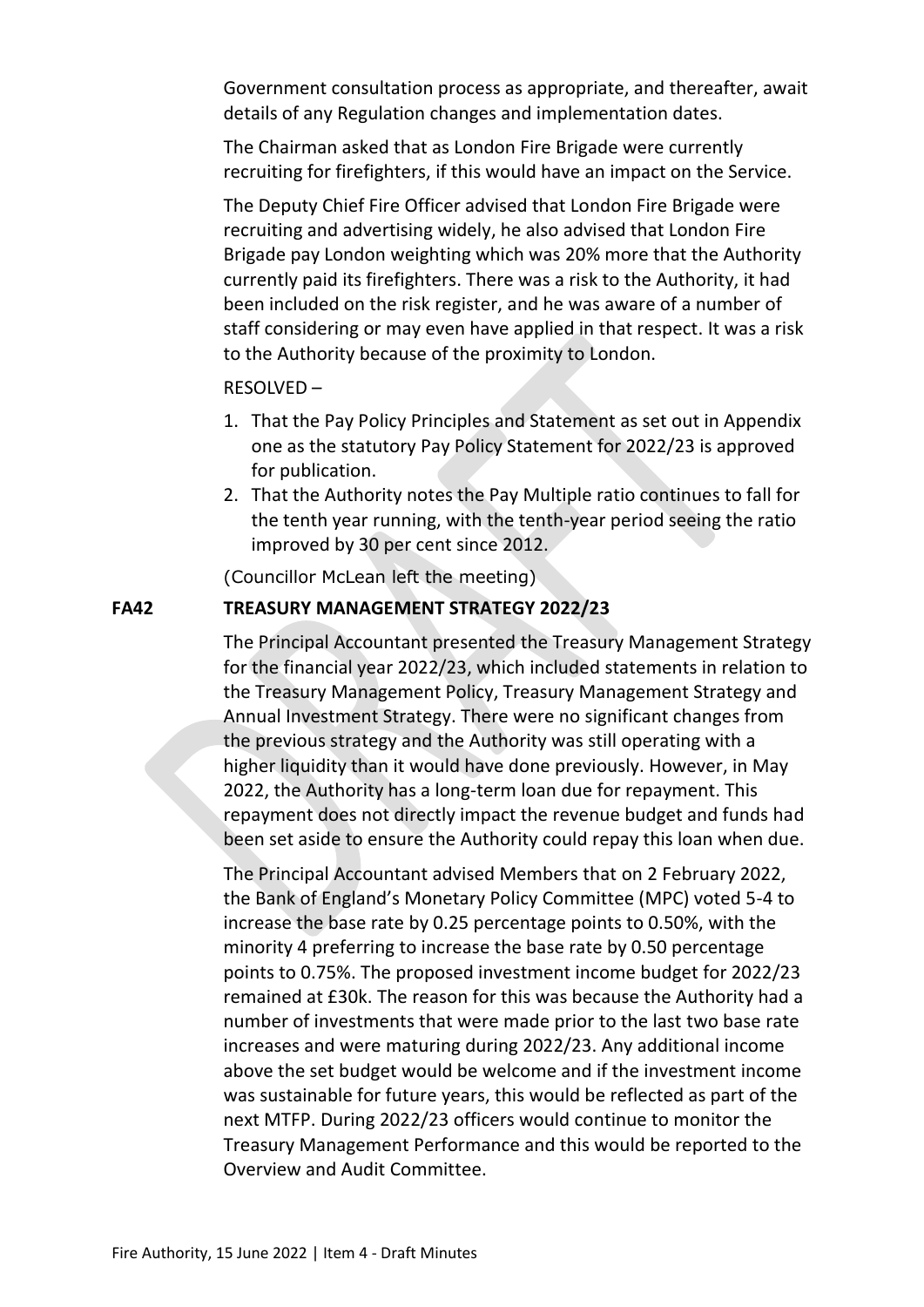Government consultation process as appropriate, and thereafter, await details of any Regulation changes and implementation dates.

The Chairman asked that as London Fire Brigade were currently recruiting for firefighters, if this would have an impact on the Service.

The Deputy Chief Fire Officer advised that London Fire Brigade were recruiting and advertising widely, he also advised that London Fire Brigade pay London weighting which was 20% more that the Authority currently paid its firefighters. There was a risk to the Authority, it had been included on the risk register, and he was aware of a number of staff considering or may even have applied in that respect. It was a risk to the Authority because of the proximity to London.

RESOLVED –

1. That the Pay Policy Principles and Statement as set out in Appendix one as the statutory Pay Policy Statement for 2022/23 is approved for publication.
2. That the Authority notes the Pay Multiple ratio continues to fall for the tenth year running, with the tenth-year period seeing the ratio improved by 30 per cent since 2012.

(Councillor McLean left the meeting)

**FA42 TREASURY MANAGEMENT STRATEGY 2022/23**

The Principal Accountant presented the Treasury Management Strategy for the financial year 2022/23, which included statements in relation to the Treasury Management Policy, Treasury Management Strategy and Annual Investment Strategy. There were no significant changes from the previous strategy and the Authority was still operating with a higher liquidity than it would have done previously. However, in May 2022, the Authority has a long-term loan due for repayment. This repayment does not directly impact the revenue budget and funds had been set aside to ensure the Authority could repay this loan when due.

The Principal Accountant advised Members that on 2 February 2022, the Bank of England's Monetary Policy Committee (MPC) voted 5-4 to increase the base rate by 0.25 percentage points to 0.50%, with the minority 4 preferring to increase the base rate by 0.50 percentage points to 0.75%. The proposed investment income budget for 2022/23 remained at £30k. The reason for this was because the Authority had a number of investments that were made prior to the last two base rate increases and were maturing during 2022/23. Any additional income above the set budget would be welcome and if the investment income was sustainable for future years, this would be reflected as part of the next MTFP. During 2022/23 officers would continue to monitor the Treasury Management Performance and this would be reported to the Overview and Audit Committee.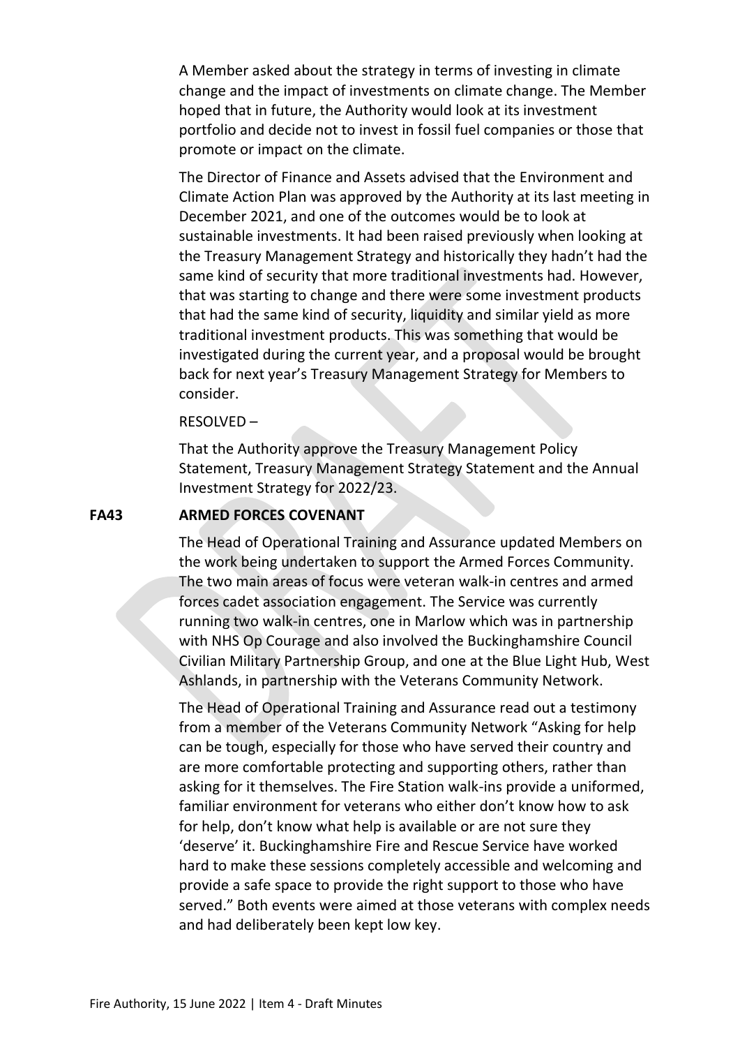A Member asked about the strategy in terms of investing in climate change and the impact of investments on climate change. The Member hoped that in future, the Authority would look at its investment portfolio and decide not to invest in fossil fuel companies or those that promote or impact on the climate.

The Director of Finance and Assets advised that the Environment and Climate Action Plan was approved by the Authority at its last meeting in December 2021, and one of the outcomes would be to look at sustainable investments. It had been raised previously when looking at the Treasury Management Strategy and historically they hadn't had the same kind of security that more traditional investments had. However, that was starting to change and there were some investment products that had the same kind of security, liquidity and similar yield as more traditional investment products. This was something that would be investigated during the current year, and a proposal would be brought back for next year's Treasury Management Strategy for Members to consider.

RESOLVED –

That the Authority approve the Treasury Management Policy Statement, Treasury Management Strategy Statement and the Annual Investment Strategy for 2022/23.

**FA43 ARMED FORCES COVENANT**

The Head of Operational Training and Assurance updated Members on the work being undertaken to support the Armed Forces Community. The two main areas of focus were veteran walk-in centres and armed forces cadet association engagement. The Service was currently running two walk-in centres, one in Marlow which was in partnership with NHS Op Courage and also involved the Buckinghamshire Council Civilian Military Partnership Group, and one at the Blue Light Hub, West Ashlands, in partnership with the Veterans Community Network.

The Head of Operational Training and Assurance read out a testimony from a member of the Veterans Community Network "Asking for help can be tough, especially for those who have served their country and are more comfortable protecting and supporting others, rather than asking for it themselves. The Fire Station walk-ins provide a uniformed, familiar environment for veterans who either don't know how to ask for help, don't know what help is available or are not sure they 'deserve' it. Buckinghamshire Fire and Rescue Service have worked hard to make these sessions completely accessible and welcoming and provide a safe space to provide the right support to those who have served." Both events were aimed at those veterans with complex needs and had deliberately been kept low key.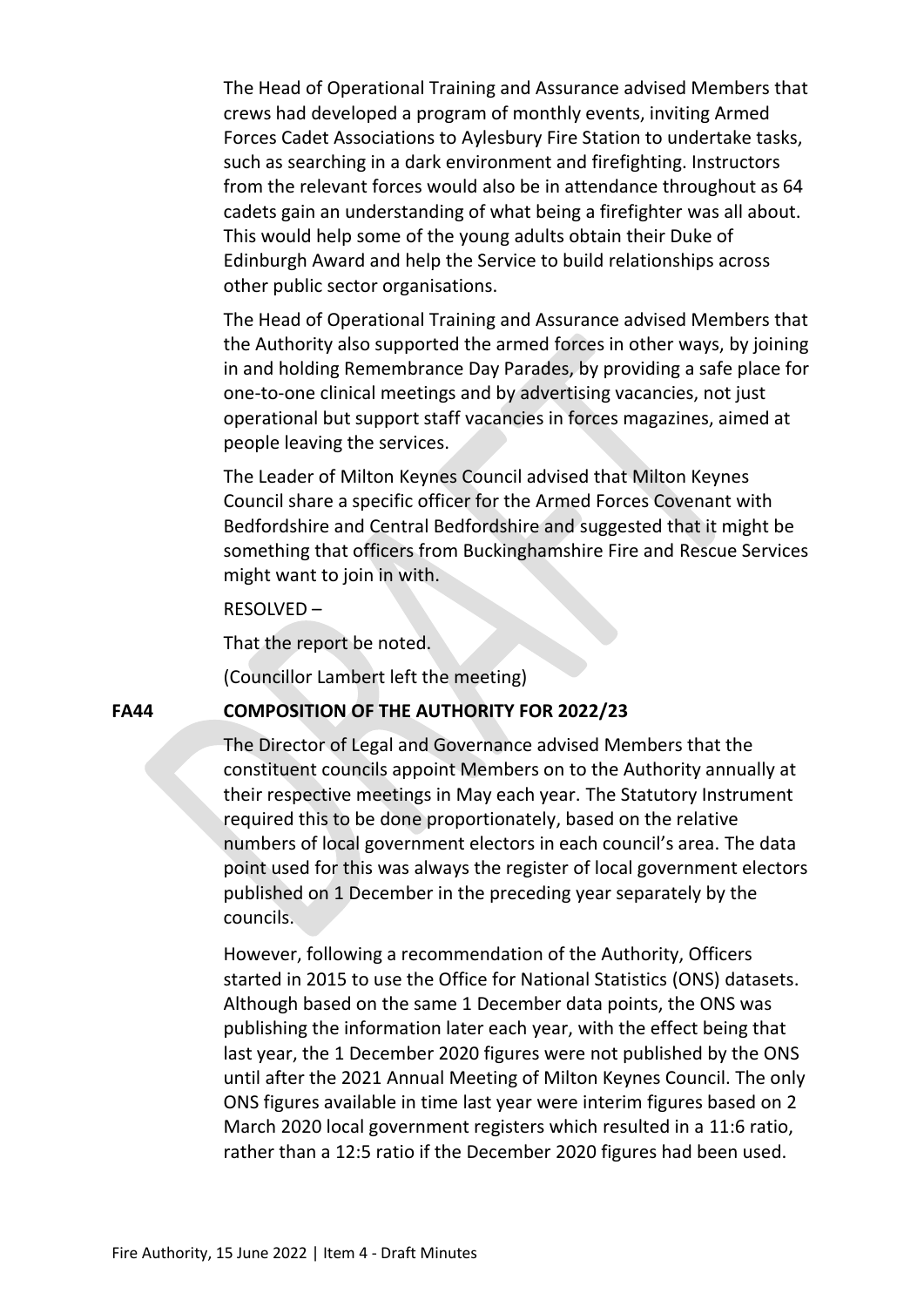The Head of Operational Training and Assurance advised Members that crews had developed a program of monthly events, inviting Armed Forces Cadet Associations to Aylesbury Fire Station to undertake tasks, such as searching in a dark environment and firefighting. Instructors from the relevant forces would also be in attendance throughout as 64 cadets gain an understanding of what being a firefighter was all about. This would help some of the young adults obtain their Duke of Edinburgh Award and help the Service to build relationships across other public sector organisations.

The Head of Operational Training and Assurance advised Members that the Authority also supported the armed forces in other ways, by joining in and holding Remembrance Day Parades, by providing a safe place for one-to-one clinical meetings and by advertising vacancies, not just operational but support staff vacancies in forces magazines, aimed at people leaving the services.

The Leader of Milton Keynes Council advised that Milton Keynes Council share a specific officer for the Armed Forces Covenant with Bedfordshire and Central Bedfordshire and suggested that it might be something that officers from Buckinghamshire Fire and Rescue Services might want to join in with.

RESOLVED –

That the report be noted.

(Councillor Lambert left the meeting)

**FA44 COMPOSITION OF THE AUTHORITY FOR 2022/23**

The Director of Legal and Governance advised Members that the constituent councils appoint Members on to the Authority annually at their respective meetings in May each year. The Statutory Instrument required this to be done proportionately, based on the relative numbers of local government electors in each council's area. The data point used for this was always the register of local government electors published on 1 December in the preceding year separately by the councils.

However, following a recommendation of the Authority, Officers started in 2015 to use the Office for National Statistics (ONS) datasets. Although based on the same 1 December data points, the ONS was publishing the information later each year, with the effect being that last year, the 1 December 2020 figures were not published by the ONS until after the 2021 Annual Meeting of Milton Keynes Council. The only ONS figures available in time last year were interim figures based on 2 March 2020 local government registers which resulted in a 11:6 ratio, rather than a 12:5 ratio if the December 2020 figures had been used.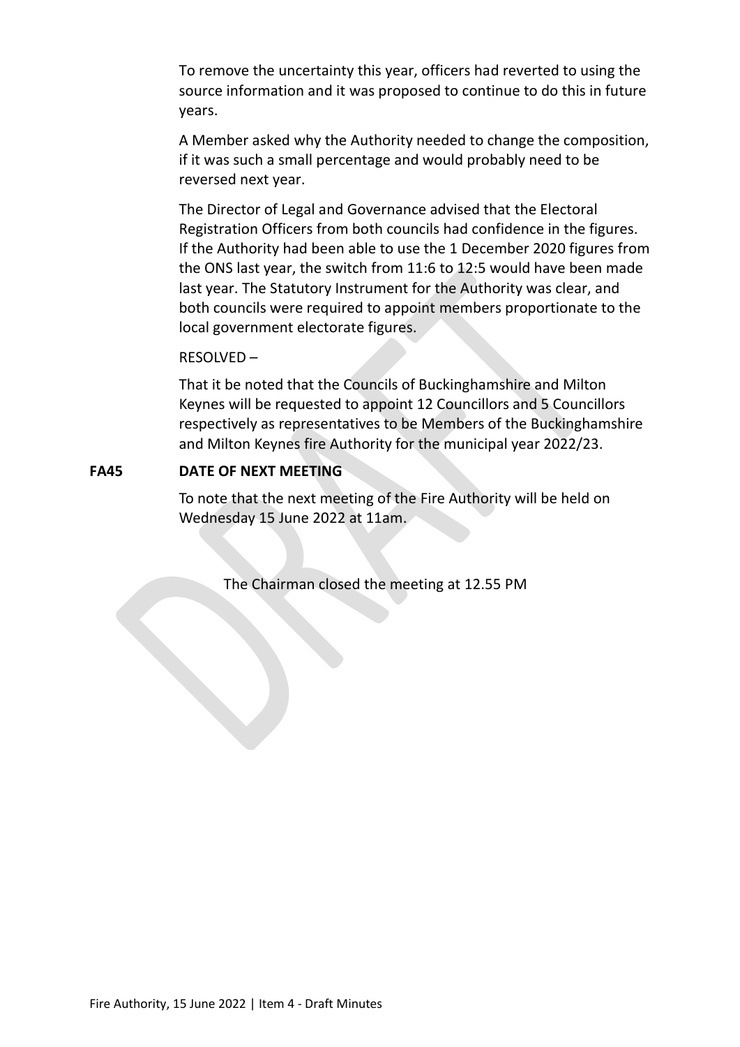To remove the uncertainty this year, officers had reverted to using the source information and it was proposed to continue to do this in future years.

A Member asked why the Authority needed to change the composition, if it was such a small percentage and would probably need to be reversed next year.

The Director of Legal and Governance advised that the Electoral Registration Officers from both councils had confidence in the figures. If the Authority had been able to use the 1 December 2020 figures from the ONS last year, the switch from 11:6 to 12:5 would have been made last year. The Statutory Instrument for the Authority was clear, and both councils were required to appoint members proportionate to the local government electorate figures.

RESOLVED –

That it be noted that the Councils of Buckinghamshire and Milton Keynes will be requested to appoint 12 Councillors and 5 Councillors respectively as representatives to be Members of the Buckinghamshire and Milton Keynes fire Authority for the municipal year 2022/23.

**FA45 DATE OF NEXT MEETING**

To note that the next meeting of the Fire Authority will be held on Wednesday 15 June 2022 at 11am.

The Chairman closed the meeting at 12.55 PM